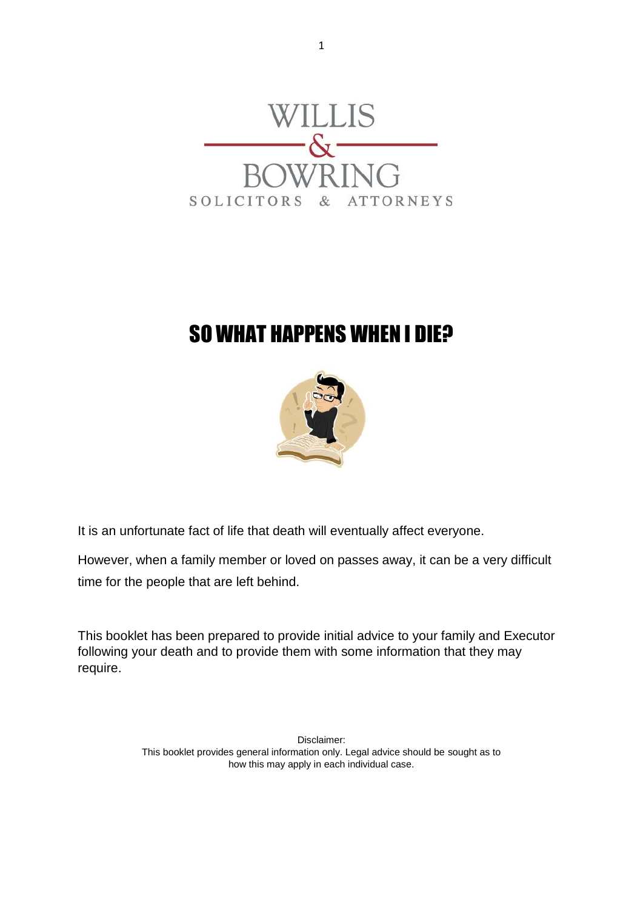WILLIS

&

BOWRING

SOLICITORS & ATTORNEYS

# SO WHAT HAPPENS WHEN I DIE?

It is an unfortunate fact of life that death will eventually affect everyone.

However, when a family member or loved on passes away, it can be a very difficult time for the people that are left behind.

This booklet has been prepared to provide initial advice to your family and Executor following your death and to provide them with some information that they may require.

Disclaimer:
This booklet provides general information only. Legal advice should be sought as to how this may apply in each individual case.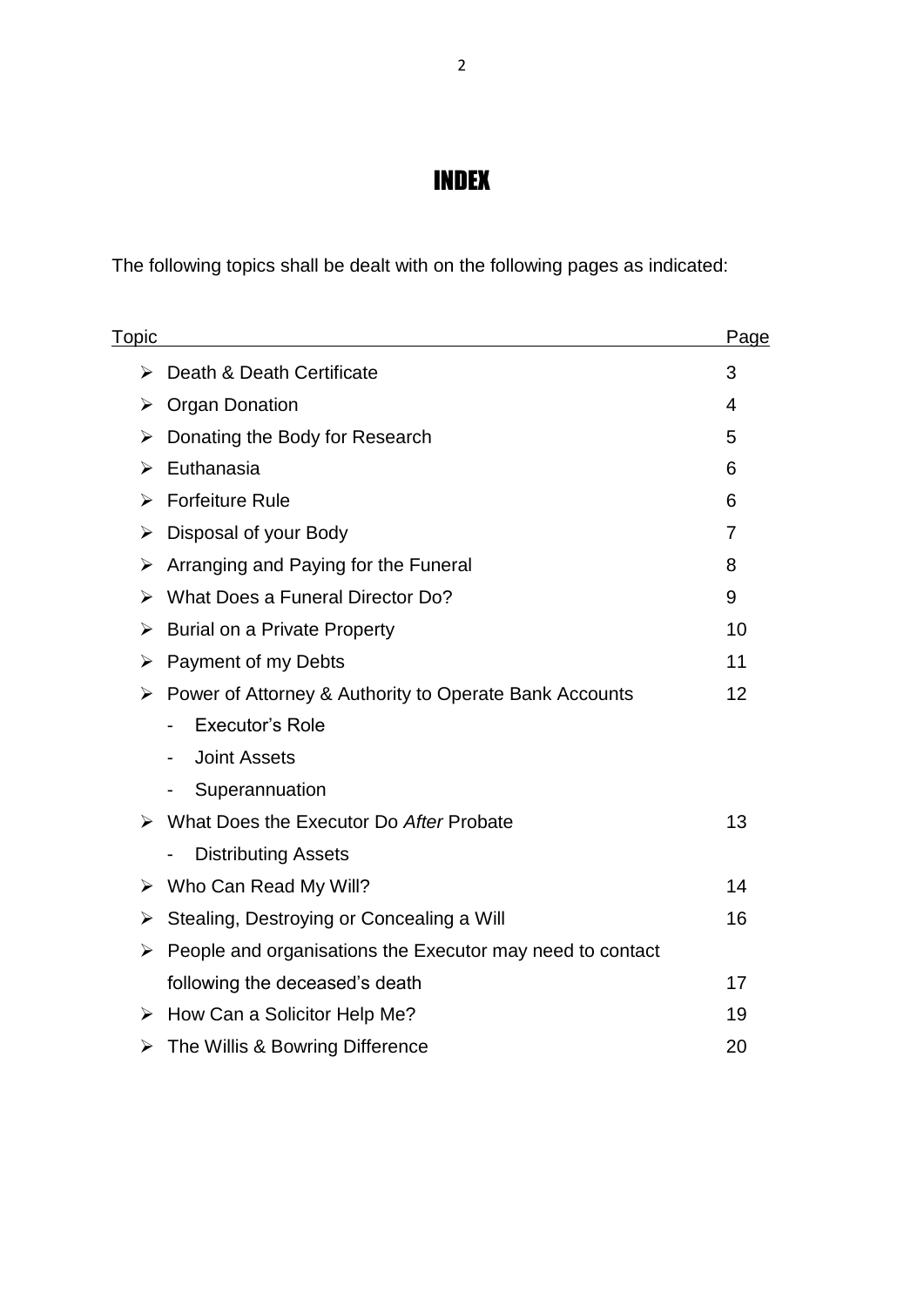# INDEX

The following topics shall be dealt with on the following pages as indicated:

| Topic | Page |
| --- | --- |
| ➢ Death & Death Certificate | 3 |
| ➢ Organ Donation | 4 |
| ➢ Donating the Body for Research | 5 |
| ➢ Euthanasia | 6 |
| ➢ Forfeiture Rule | 6 |
| ➢ Disposal of your Body | 7 |
| ➢ Arranging and Paying for the Funeral | 8 |
| ➢ What Does a Funeral Director Do? | 9 |
| ➢ Burial on a Private Property | 10 |
| ➢ Payment of my Debts | 11 |
| ➢ Power of Attorney & Authority to Operate Bank Accounts | 12 |
| - Executor's Role | |
| - Joint Assets | |
| - Superannuation | |
| ➢ What Does the Executor Do *After* Probate | 13 |
| - Distributing Assets | |
| ➢ Who Can Read My Will? | 14 |
| ➢ Stealing, Destroying or Concealing a Will | 16 |
| ➢ People and organisations the Executor may need to contact following the deceased's death | 17 |
| ➢ How Can a Solicitor Help Me? | 19 |
| ➢ The Willis & Bowring Difference | 20 |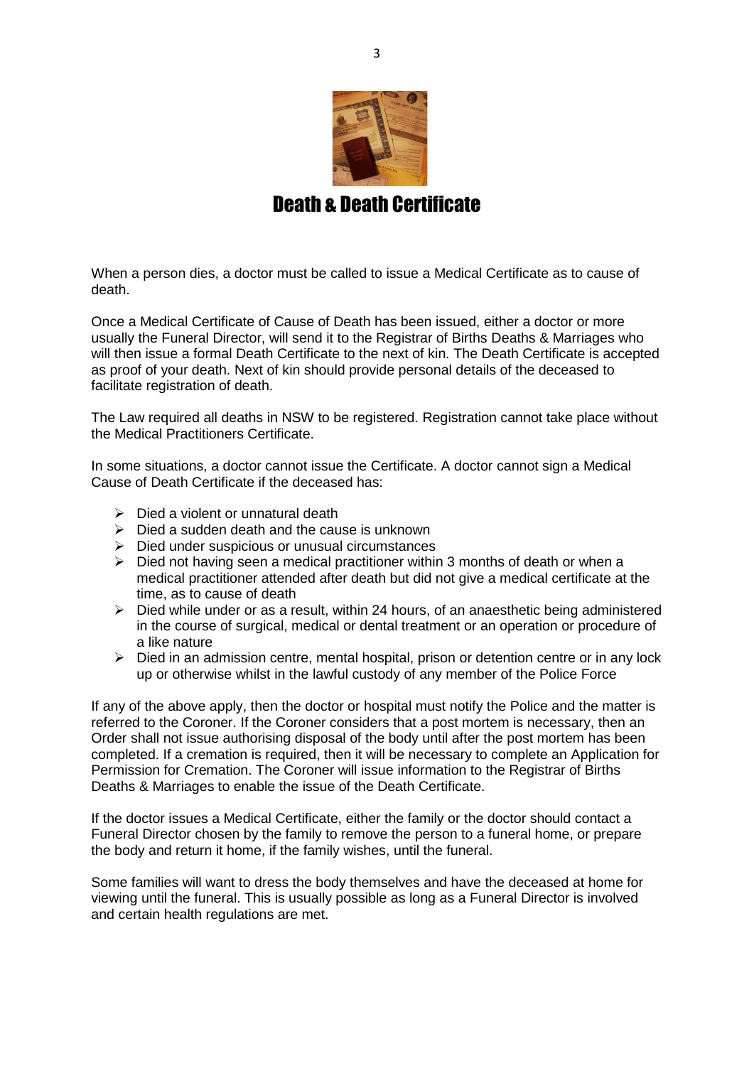# Death & Death Certificate

When a person dies, a doctor must be called to issue a Medical Certificate as to cause of death.

Once a Medical Certificate of Cause of Death has been issued, either a doctor or more usually the Funeral Director, will send it to the Registrar of Births Deaths & Marriages who will then issue a formal Death Certificate to the next of kin. The Death Certificate is accepted as proof of your death. Next of kin should provide personal details of the deceased to facilitate registration of death.

The Law required all deaths in NSW to be registered. Registration cannot take place without the Medical Practitioners Certificate.

In some situations, a doctor cannot issue the Certificate. A doctor cannot sign a Medical Cause of Death Certificate if the deceased has:

- Died a violent or unnatural death
- Died a sudden death and the cause is unknown
- Died under suspicious or unusual circumstances
- Died not having seen a medical practitioner within 3 months of death or when a medical practitioner attended after death but did not give a medical certificate at the time, as to cause of death
- Died while under or as a result, within 24 hours, of an anaesthetic being administered in the course of surgical, medical or dental treatment or an operation or procedure of a like nature
- Died in an admission centre, mental hospital, prison or detention centre or in any lock up or otherwise whilst in the lawful custody of any member of the Police Force

If any of the above apply, then the doctor or hospital must notify the Police and the matter is referred to the Coroner. If the Coroner considers that a post mortem is necessary, then an Order shall not issue authorising disposal of the body until after the post mortem has been completed. If a cremation is required, then it will be necessary to complete an Application for Permission for Cremation. The Coroner will issue information to the Registrar of Births Deaths & Marriages to enable the issue of the Death Certificate.

If the doctor issues a Medical Certificate, either the family or the doctor should contact a Funeral Director chosen by the family to remove the person to a funeral home, or prepare the body and return it home, if the family wishes, until the funeral.

Some families will want to dress the body themselves and have the deceased at home for viewing until the funeral. This is usually possible as long as a Funeral Director is involved and certain health regulations are met.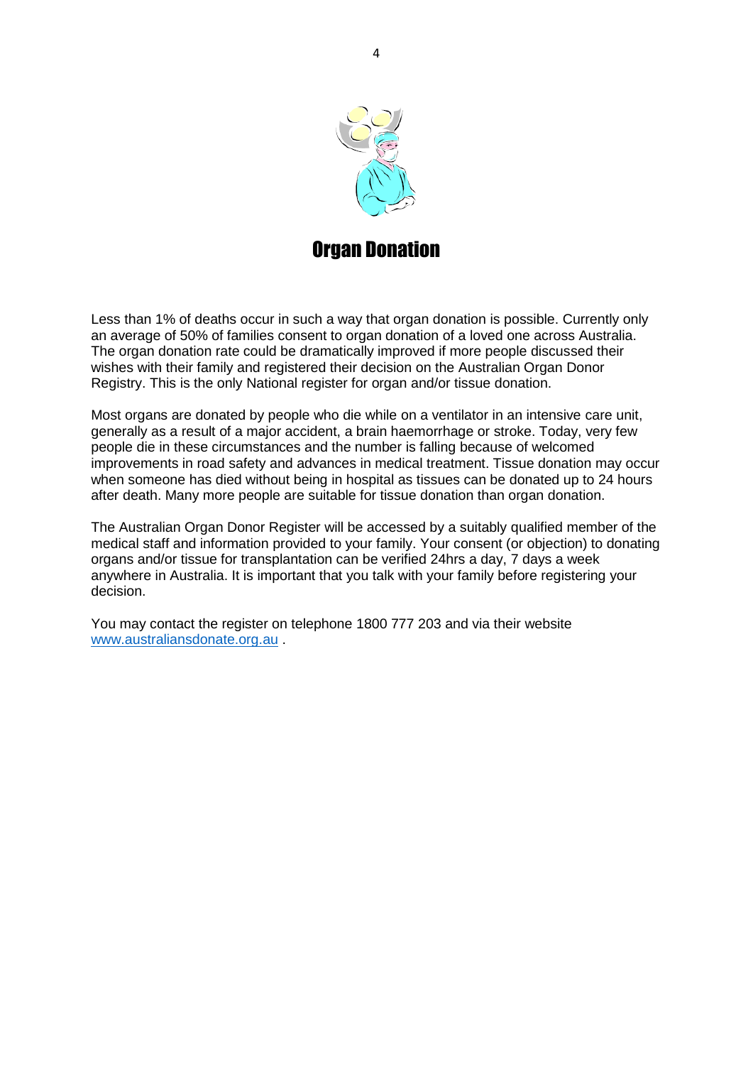# Organ Donation

Less than 1% of deaths occur in such a way that organ donation is possible. Currently only an average of 50% of families consent to organ donation of a loved one across Australia. The organ donation rate could be dramatically improved if more people discussed their wishes with their family and registered their decision on the Australian Organ Donor Registry. This is the only National register for organ and/or tissue donation.

Most organs are donated by people who die while on a ventilator in an intensive care unit, generally as a result of a major accident, a brain haemorrhage or stroke. Today, very few people die in these circumstances and the number is falling because of welcomed improvements in road safety and advances in medical treatment. Tissue donation may occur when someone has died without being in hospital as tissues can be donated up to 24 hours after death. Many more people are suitable for tissue donation than organ donation.

The Australian Organ Donor Register will be accessed by a suitably qualified member of the medical staff and information provided to your family. Your consent (or objection) to donating organs and/or tissue for transplantation can be verified 24hrs a day, 7 days a week anywhere in Australia. It is important that you talk with your family before registering your decision.

You may contact the register on telephone 1800 777 203 and via their website [www.australiansdonate.org.au](http://www.australiansdonate.org.au) .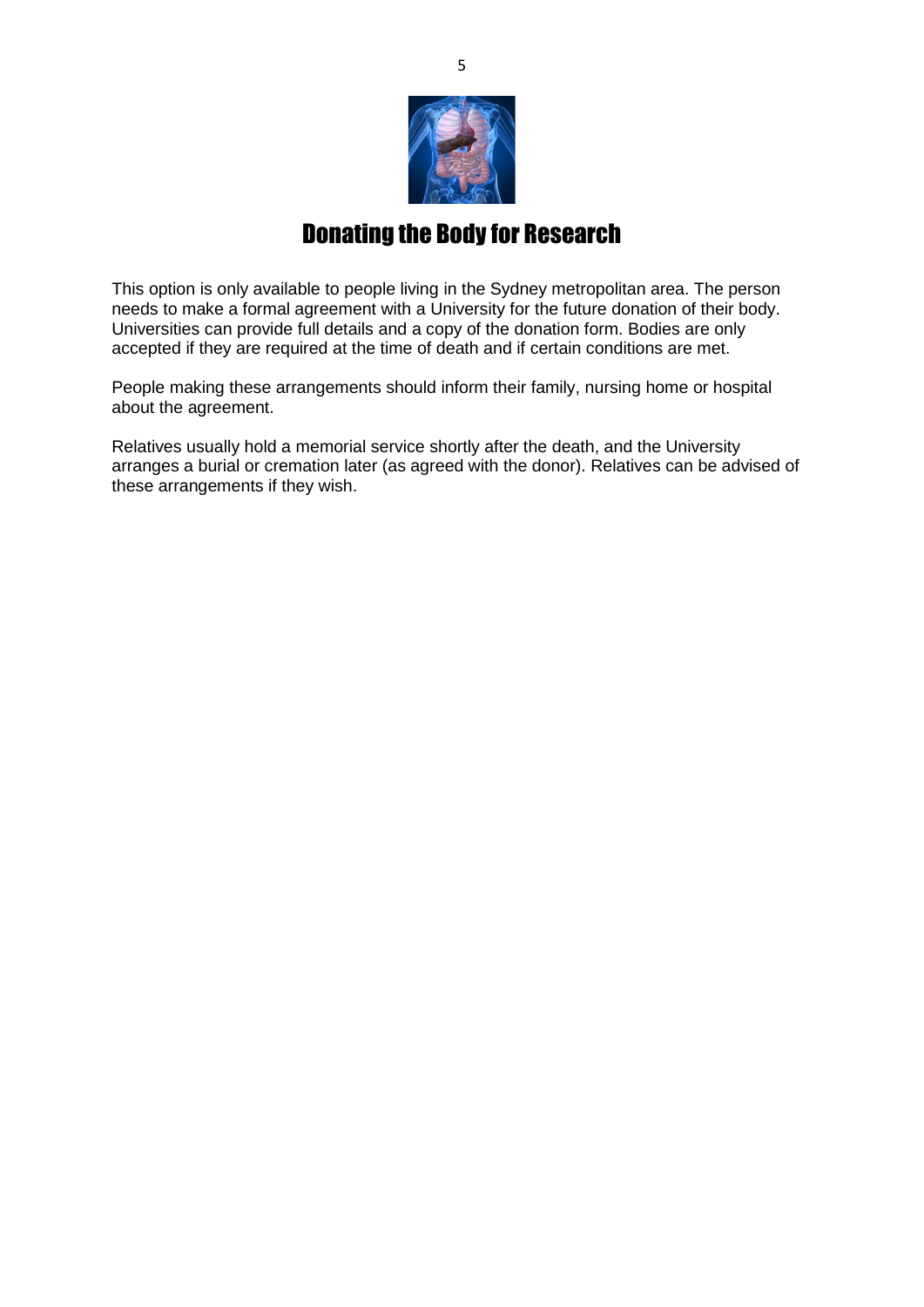# Donating the Body for Research

This option is only available to people living in the Sydney metropolitan area. The person needs to make a formal agreement with a University for the future donation of their body. Universities can provide full details and a copy of the donation form. Bodies are only accepted if they are required at the time of death and if certain conditions are met.

People making these arrangements should inform their family, nursing home or hospital about the agreement.

Relatives usually hold a memorial service shortly after the death, and the University arranges a burial or cremation later (as agreed with the donor). Relatives can be advised of these arrangements if they wish.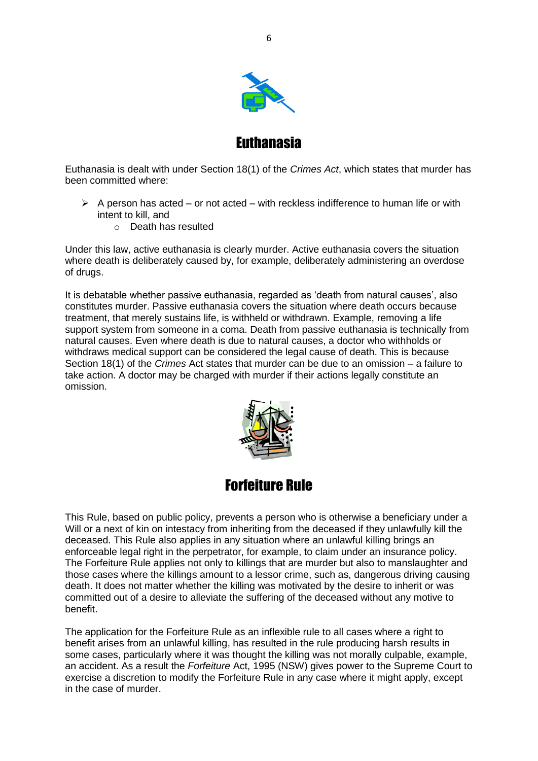## Euthanasia

Euthanasia is dealt with under Section 18(1) of the *Crimes Act*, which states that murder has been committed where:

- A person has acted – or not acted – with reckless indifference to human life or with intent to kill, and
  - Death has resulted

Under this law, active euthanasia is clearly murder. Active euthanasia covers the situation where death is deliberately caused by, for example, deliberately administering an overdose of drugs.

It is debatable whether passive euthanasia, regarded as 'death from natural causes', also constitutes murder. Passive euthanasia covers the situation where death occurs because treatment, that merely sustains life, is withheld or withdrawn. Example, removing a life support system from someone in a coma. Death from passive euthanasia is technically from natural causes. Even where death is due to natural causes, a doctor who withholds or withdraws medical support can be considered the legal cause of death. This is because Section 18(1) of the *Crimes* Act states that murder can be due to an omission – a failure to take action. A doctor may be charged with murder if their actions legally constitute an omission.

## Forfeiture Rule

This Rule, based on public policy, prevents a person who is otherwise a beneficiary under a Will or a next of kin on intestacy from inheriting from the deceased if they unlawfully kill the deceased. This Rule also applies in any situation where an unlawful killing brings an enforceable legal right in the perpetrator, for example, to claim under an insurance policy. The Forfeiture Rule applies not only to killings that are murder but also to manslaughter and those cases where the killings amount to a lessor crime, such as, dangerous driving causing death. It does not matter whether the killing was motivated by the desire to inherit or was committed out of a desire to alleviate the suffering of the deceased without any motive to benefit.

The application for the Forfeiture Rule as an inflexible rule to all cases where a right to benefit arises from an unlawful killing, has resulted in the rule producing harsh results in some cases, particularly where it was thought the killing was not morally culpable, example, an accident. As a result the *Forfeiture* Act, 1995 (NSW) gives power to the Supreme Court to exercise a discretion to modify the Forfeiture Rule in any case where it might apply, except in the case of murder.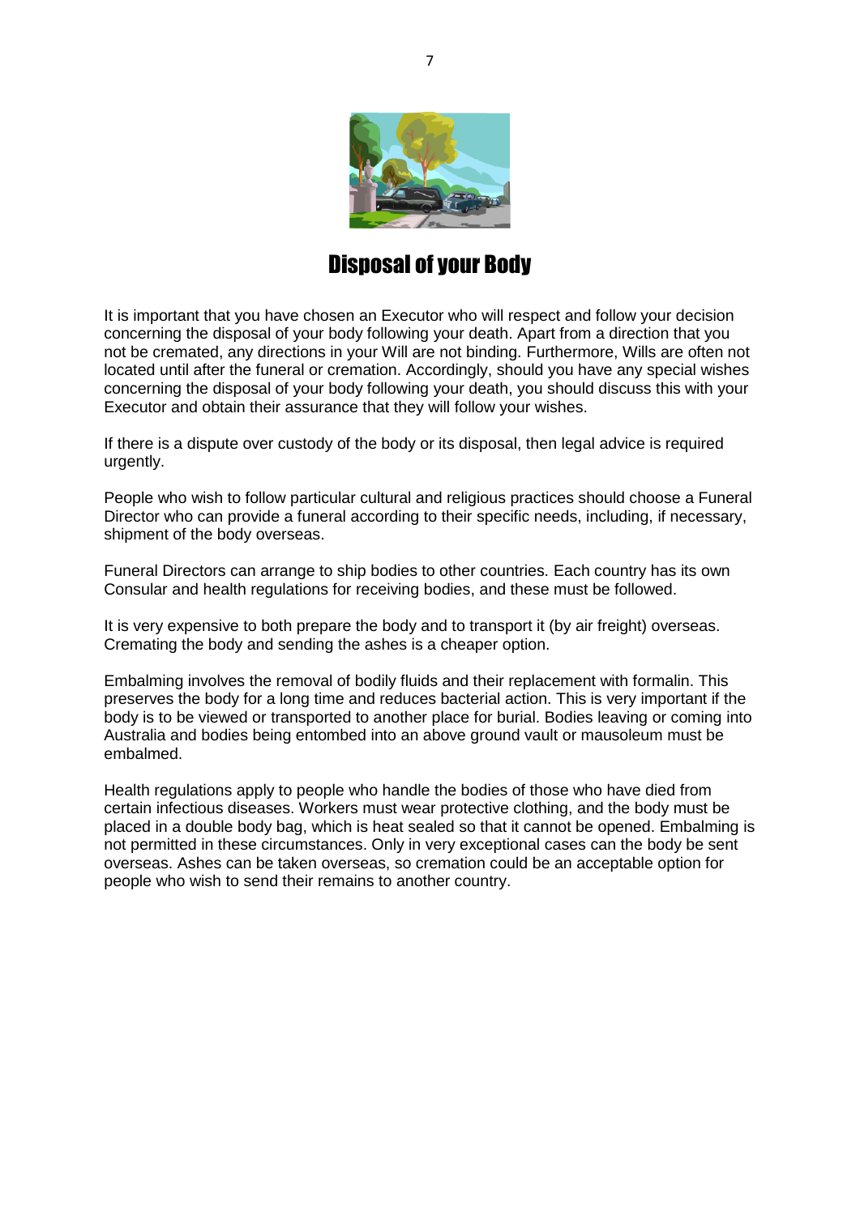# Disposal of your Body

It is important that you have chosen an Executor who will respect and follow your decision concerning the disposal of your body following your death. Apart from a direction that you not be cremated, any directions in your Will are not binding. Furthermore, Wills are often not located until after the funeral or cremation. Accordingly, should you have any special wishes concerning the disposal of your body following your death, you should discuss this with your Executor and obtain their assurance that they will follow your wishes.

If there is a dispute over custody of the body or its disposal, then legal advice is required urgently.

People who wish to follow particular cultural and religious practices should choose a Funeral Director who can provide a funeral according to their specific needs, including, if necessary, shipment of the body overseas.

Funeral Directors can arrange to ship bodies to other countries. Each country has its own Consular and health regulations for receiving bodies, and these must be followed.

It is very expensive to both prepare the body and to transport it (by air freight) overseas. Cremating the body and sending the ashes is a cheaper option.

Embalming involves the removal of bodily fluids and their replacement with formalin. This preserves the body for a long time and reduces bacterial action. This is very important if the body is to be viewed or transported to another place for burial. Bodies leaving or coming into Australia and bodies being entombed into an above ground vault or mausoleum must be embalmed.

Health regulations apply to people who handle the bodies of those who have died from certain infectious diseases. Workers must wear protective clothing, and the body must be placed in a double body bag, which is heat sealed so that it cannot be opened. Embalming is not permitted in these circumstances. Only in very exceptional cases can the body be sent overseas. Ashes can be taken overseas, so cremation could be an acceptable option for people who wish to send their remains to another country.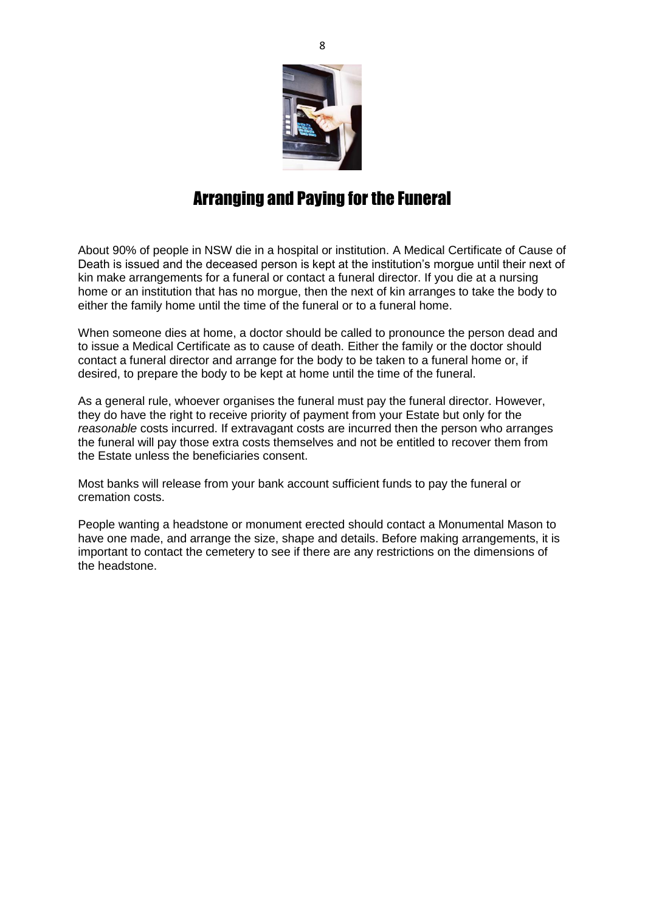## Arranging and Paying for the Funeral

About 90% of people in NSW die in a hospital or institution. A Medical Certificate of Cause of Death is issued and the deceased person is kept at the institution's morgue until their next of kin make arrangements for a funeral or contact a funeral director. If you die at a nursing home or an institution that has no morgue, then the next of kin arranges to take the body to either the family home until the time of the funeral or to a funeral home.

When someone dies at home, a doctor should be called to pronounce the person dead and to issue a Medical Certificate as to cause of death. Either the family or the doctor should contact a funeral director and arrange for the body to be taken to a funeral home or, if desired, to prepare the body to be kept at home until the time of the funeral.

As a general rule, whoever organises the funeral must pay the funeral director. However, they do have the right to receive priority of payment from your Estate but only for the *reasonable* costs incurred. If extravagant costs are incurred then the person who arranges the funeral will pay those extra costs themselves and not be entitled to recover them from the Estate unless the beneficiaries consent.

Most banks will release from your bank account sufficient funds to pay the funeral or cremation costs.

People wanting a headstone or monument erected should contact a Monumental Mason to have one made, and arrange the size, shape and details. Before making arrangements, it is important to contact the cemetery to see if there are any restrictions on the dimensions of the headstone.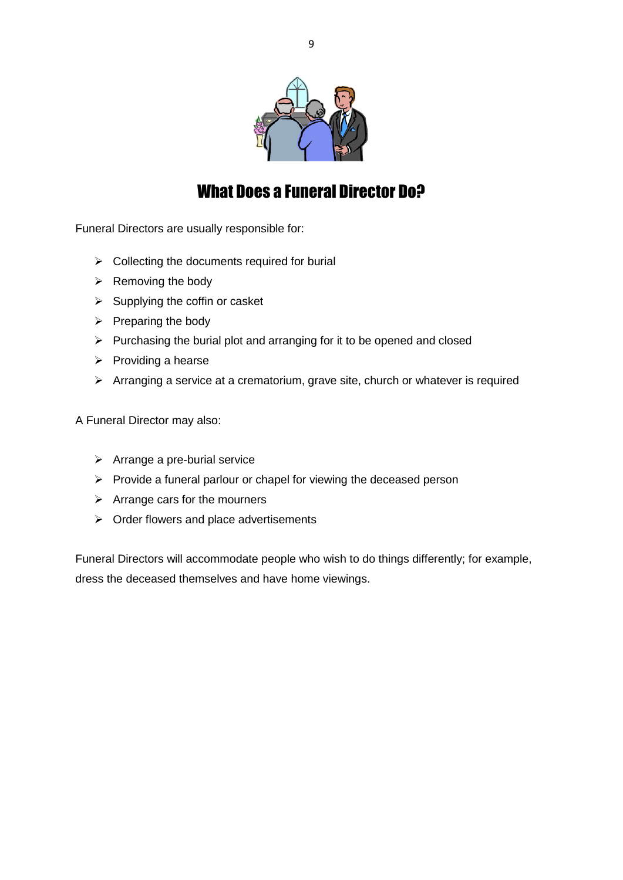## What Does a Funeral Director Do?

Funeral Directors are usually responsible for:

- Collecting the documents required for burial
- Removing the body
- Supplying the coffin or casket
- Preparing the body
- Purchasing the burial plot and arranging for it to be opened and closed
- Providing a hearse
- Arranging a service at a crematorium, grave site, church or whatever is required

A Funeral Director may also:

- Arrange a pre-burial service
- Provide a funeral parlour or chapel for viewing the deceased person
- Arrange cars for the mourners
- Order flowers and place advertisements

Funeral Directors will accommodate people who wish to do things differently; for example, dress the deceased themselves and have home viewings.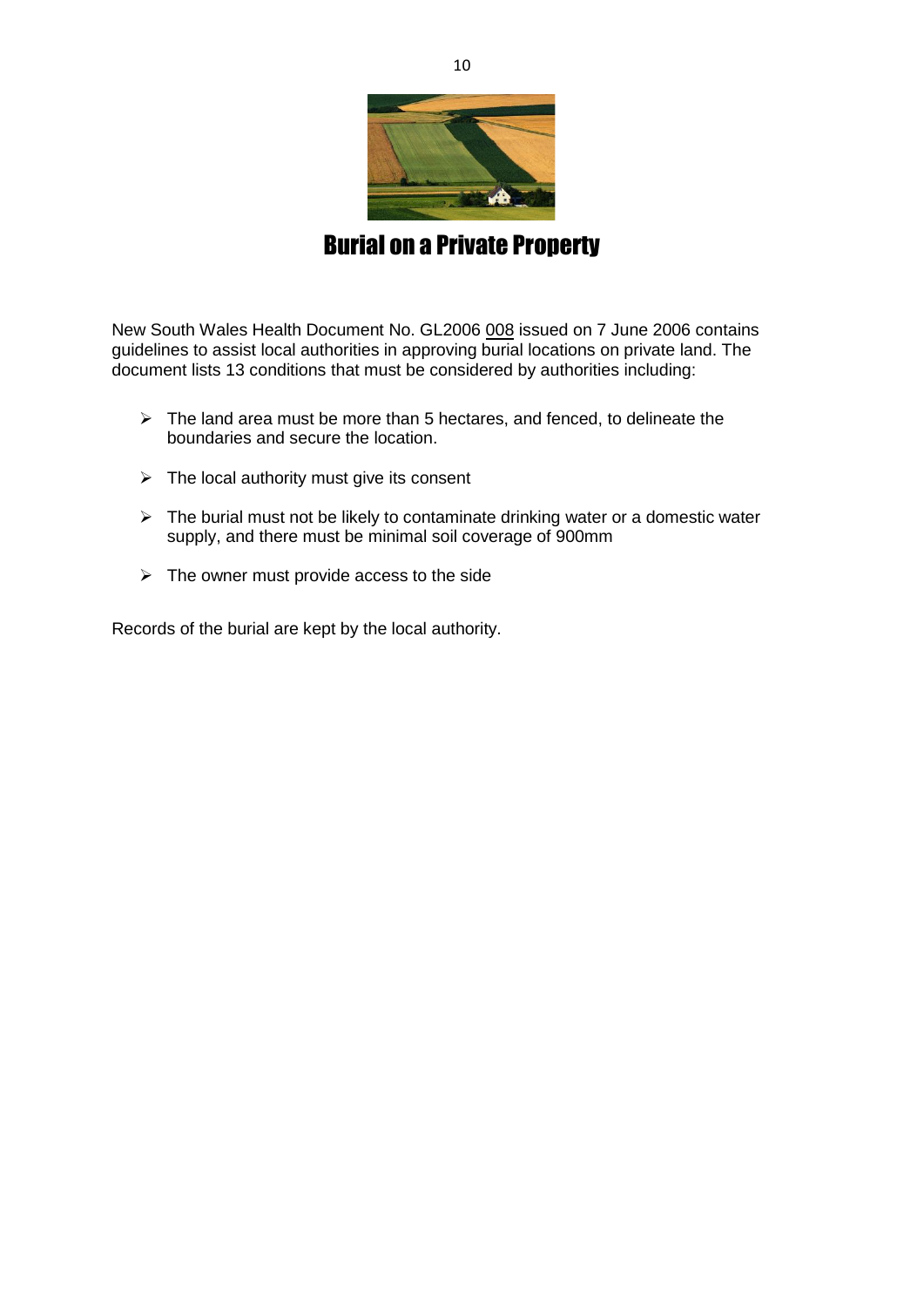# Burial on a Private Property

New South Wales Health Document No. GL2006 008 issued on 7 June 2006 contains guidelines to assist local authorities in approving burial locations on private land. The document lists 13 conditions that must be considered by authorities including:

- The land area must be more than 5 hectares, and fenced, to delineate the boundaries and secure the location.
- The local authority must give its consent
- The burial must not be likely to contaminate drinking water or a domestic water supply, and there must be minimal soil coverage of 900mm
- The owner must provide access to the side

Records of the burial are kept by the local authority.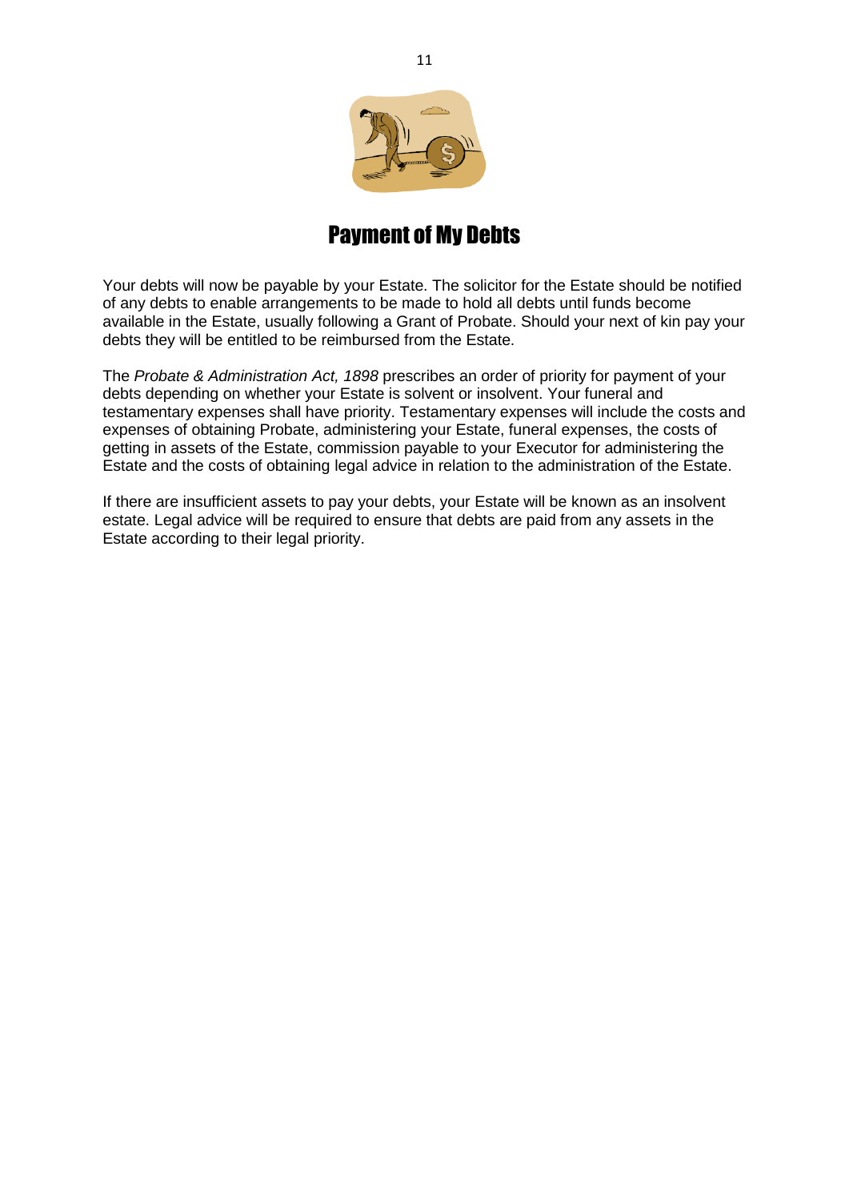## Payment of My Debts

Your debts will now be payable by your Estate. The solicitor for the Estate should be notified of any debts to enable arrangements to be made to hold all debts until funds become available in the Estate, usually following a Grant of Probate. Should your next of kin pay your debts they will be entitled to be reimbursed from the Estate.

The *Probate & Administration Act, 1898* prescribes an order of priority for payment of your debts depending on whether your Estate is solvent or insolvent. Your funeral and testamentary expenses shall have priority. Testamentary expenses will include the costs and expenses of obtaining Probate, administering your Estate, funeral expenses, the costs of getting in assets of the Estate, commission payable to your Executor for administering the Estate and the costs of obtaining legal advice in relation to the administration of the Estate.

If there are insufficient assets to pay your debts, your Estate will be known as an insolvent estate. Legal advice will be required to ensure that debts are paid from any assets in the Estate according to their legal priority.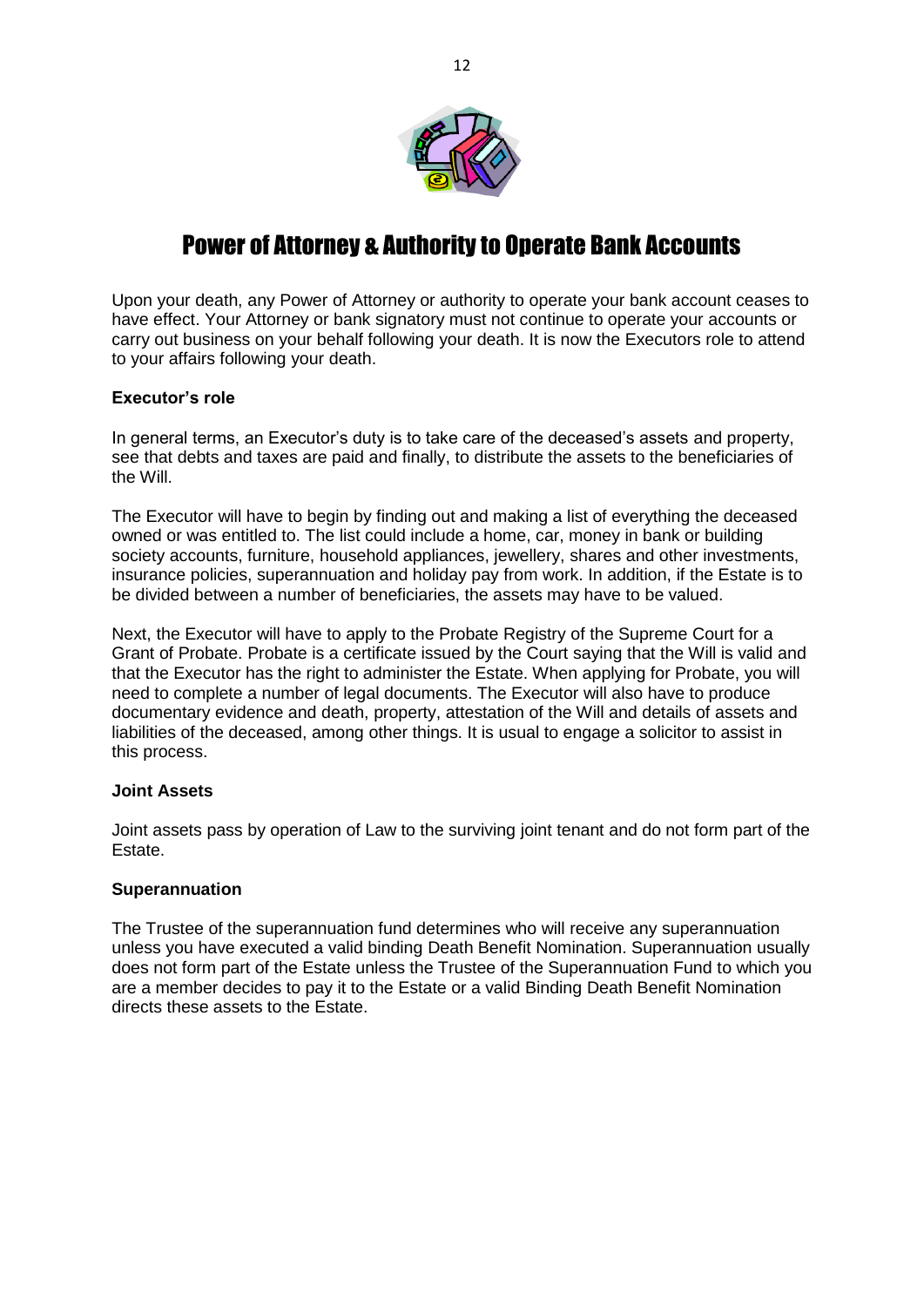# Power of Attorney & Authority to Operate Bank Accounts

Upon your death, any Power of Attorney or authority to operate your bank account ceases to have effect. Your Attorney or bank signatory must not continue to operate your accounts or carry out business on your behalf following your death. It is now the Executors role to attend to your affairs following your death.

**Executor's role**

In general terms, an Executor's duty is to take care of the deceased's assets and property, see that debts and taxes are paid and finally, to distribute the assets to the beneficiaries of the Will.

The Executor will have to begin by finding out and making a list of everything the deceased owned or was entitled to. The list could include a home, car, money in bank or building society accounts, furniture, household appliances, jewellery, shares and other investments, insurance policies, superannuation and holiday pay from work. In addition, if the Estate is to be divided between a number of beneficiaries, the assets may have to be valued.

Next, the Executor will have to apply to the Probate Registry of the Supreme Court for a Grant of Probate. Probate is a certificate issued by the Court saying that the Will is valid and that the Executor has the right to administer the Estate. When applying for Probate, you will need to complete a number of legal documents. The Executor will also have to produce documentary evidence and death, property, attestation of the Will and details of assets and liabilities of the deceased, among other things. It is usual to engage a solicitor to assist in this process.

**Joint Assets**

Joint assets pass by operation of Law to the surviving joint tenant and do not form part of the Estate.

**Superannuation**

The Trustee of the superannuation fund determines who will receive any superannuation unless you have executed a valid binding Death Benefit Nomination. Superannuation usually does not form part of the Estate unless the Trustee of the Superannuation Fund to which you are a member decides to pay it to the Estate or a valid Binding Death Benefit Nomination directs these assets to the Estate.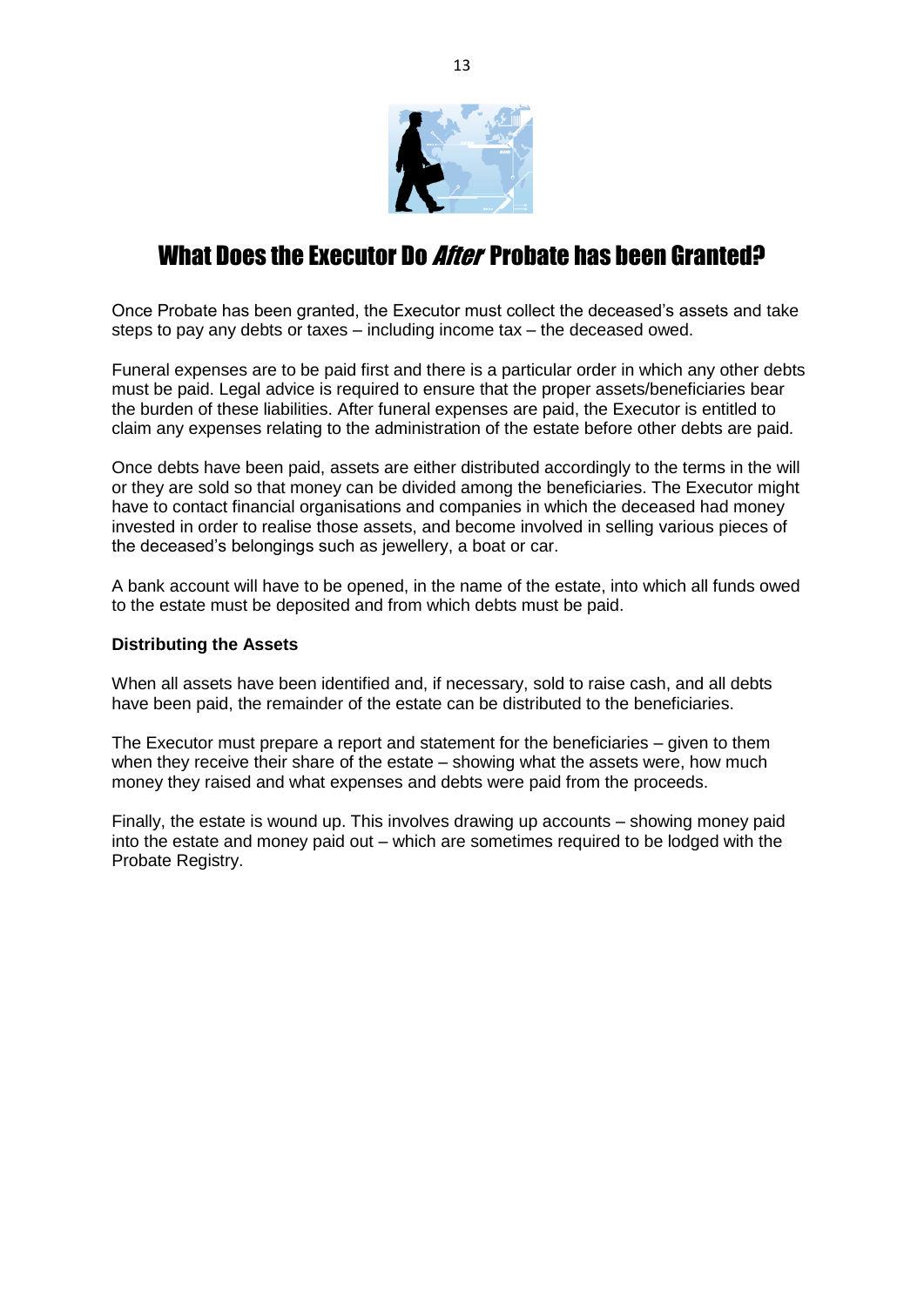# What Does the Executor Do *After* Probate has been Granted?

Once Probate has been granted, the Executor must collect the deceased's assets and take steps to pay any debts or taxes – including income tax – the deceased owed.

Funeral expenses are to be paid first and there is a particular order in which any other debts must be paid. Legal advice is required to ensure that the proper assets/beneficiaries bear the burden of these liabilities. After funeral expenses are paid, the Executor is entitled to claim any expenses relating to the administration of the estate before other debts are paid.

Once debts have been paid, assets are either distributed accordingly to the terms in the will or they are sold so that money can be divided among the beneficiaries. The Executor might have to contact financial organisations and companies in which the deceased had money invested in order to realise those assets, and become involved in selling various pieces of the deceased's belongings such as jewellery, a boat or car.

A bank account will have to be opened, in the name of the estate, into which all funds owed to the estate must be deposited and from which debts must be paid.

**Distributing the Assets**

When all assets have been identified and, if necessary, sold to raise cash, and all debts have been paid, the remainder of the estate can be distributed to the beneficiaries.

The Executor must prepare a report and statement for the beneficiaries – given to them when they receive their share of the estate – showing what the assets were, how much money they raised and what expenses and debts were paid from the proceeds.

Finally, the estate is wound up. This involves drawing up accounts – showing money paid into the estate and money paid out – which are sometimes required to be lodged with the Probate Registry.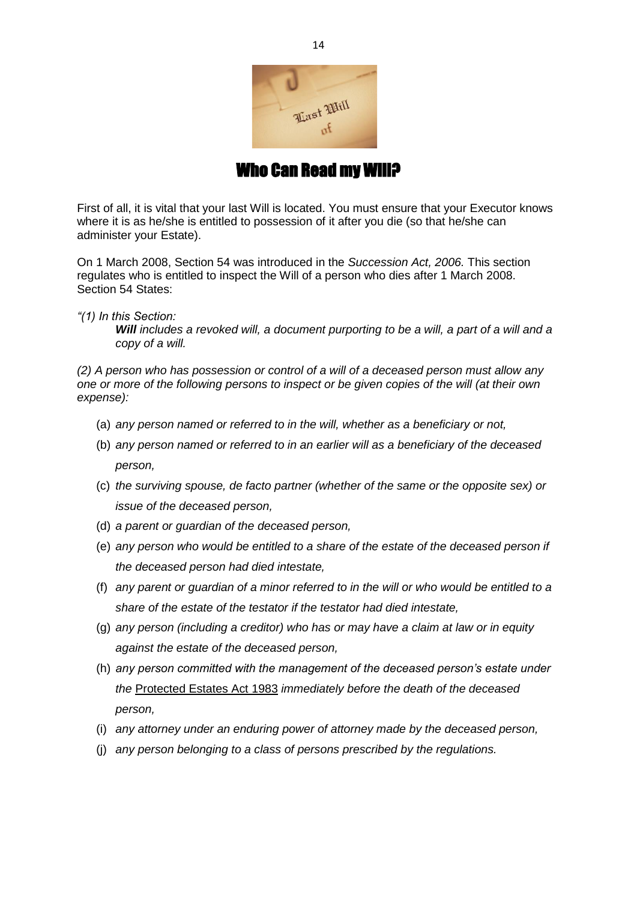## Who Can Read my Will?

First of all, it is vital that your last Will is located. You must ensure that your Executor knows where it is as he/she is entitled to possession of it after you die (so that he/she can administer your Estate).

On 1 March 2008, Section 54 was introduced in the *Succession Act, 2006.* This section regulates who is entitled to inspect the Will of a person who dies after 1 March 2008. Section 54 States:

*"(1) In this Section:*

> ***Will*** *includes a revoked will, a document purporting to be a will, a part of a will and a copy of a will.*

*(2) A person who has possession or control of a will of a deceased person must allow any one or more of the following persons to inspect or be given copies of the will (at their own expense):*

(a) *any person named or referred to in the will, whether as a beneficiary or not,*

(b) *any person named or referred to in an earlier will as a beneficiary of the deceased person,*

(c) *the surviving spouse, de facto partner (whether of the same or the opposite sex) or issue of the deceased person,*

(d) *a parent or guardian of the deceased person,*

(e) *any person who would be entitled to a share of the estate of the deceased person if the deceased person had died intestate,*

(f) *any parent or guardian of a minor referred to in the will or who would be entitled to a share of the estate of the testator if the testator had died intestate,*

(g) *any person (including a creditor) who has or may have a claim at law or in equity against the estate of the deceased person,*

(h) *any person committed with the management of the deceased person's estate under the* Protected Estates Act 1983 *immediately before the death of the deceased person,*

(i) *any attorney under an enduring power of attorney made by the deceased person,*

(j) *any person belonging to a class of persons prescribed by the regulations.*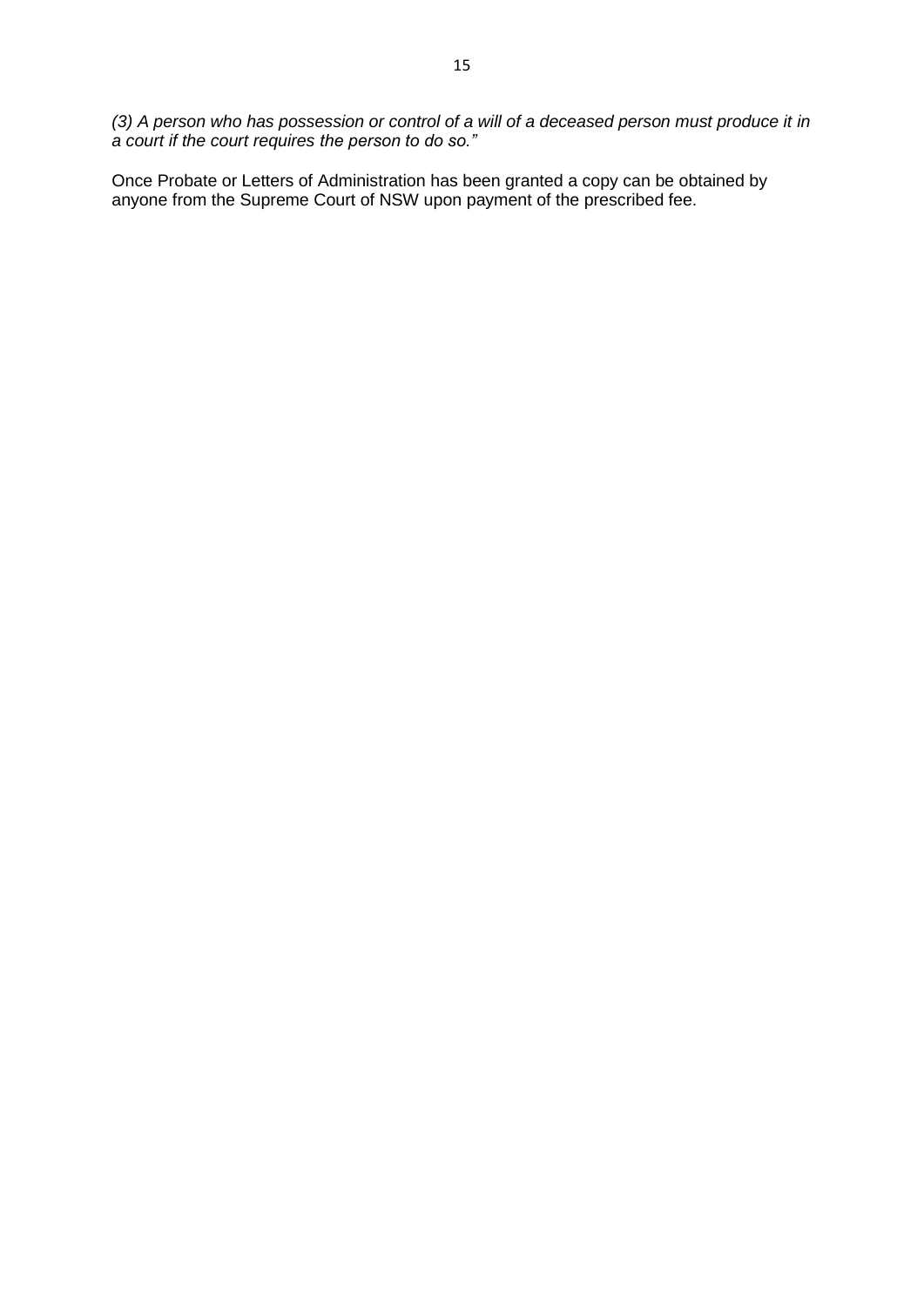*(3) A person who has possession or control of a will of a deceased person must produce it in a court if the court requires the person to do so.”*

Once Probate or Letters of Administration has been granted a copy can be obtained by anyone from the Supreme Court of NSW upon payment of the prescribed fee.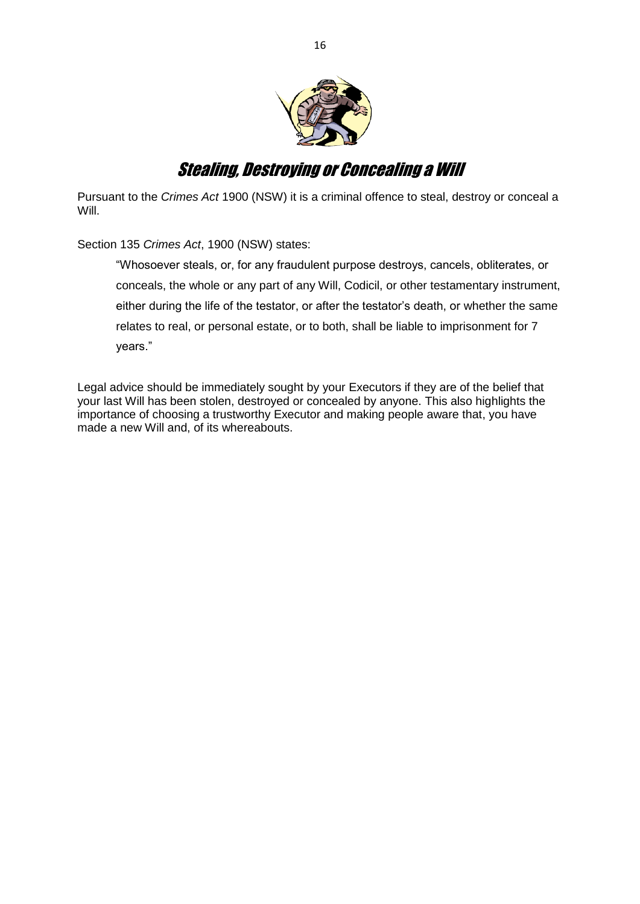# Stealing, Destroying or Concealing a Will

Pursuant to the *Crimes Act* 1900 (NSW) it is a criminal offence to steal, destroy or conceal a Will.

Section 135 *Crimes Act*, 1900 (NSW) states:

> "Whosoever steals, or, for any fraudulent purpose destroys, cancels, obliterates, or conceals, the whole or any part of any Will, Codicil, or other testamentary instrument, either during the life of the testator, or after the testator's death, or whether the same relates to real, or personal estate, or to both, shall be liable to imprisonment for 7 years."

Legal advice should be immediately sought by your Executors if they are of the belief that your last Will has been stolen, destroyed or concealed by anyone. This also highlights the importance of choosing a trustworthy Executor and making people aware that, you have made a new Will and, of its whereabouts.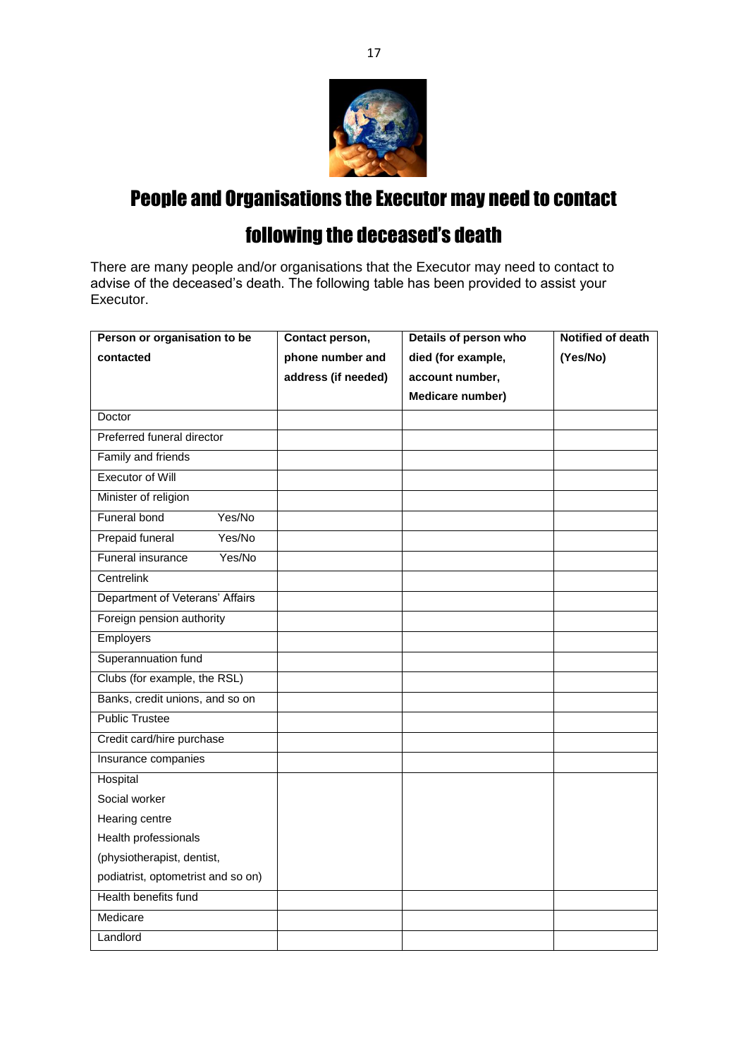# People and Organisations the Executor may need to contact following the deceased's death

There are many people and/or organisations that the Executor may need to contact to advise of the deceased's death. The following table has been provided to assist your Executor.

| Person or organisation to be contacted | Contact person, phone number and address (if needed) | Details of person who died (for example, account number, Medicare number) | Notified of death (Yes/No) |
|---|---|---|---|
| Doctor | | | |
| Preferred funeral director | | | |
| Family and friends | | | |
| Executor of Will | | | |
| Minister of religion | | | |
| Funeral bond Yes/No | | | |
| Prepaid funeral Yes/No | | | |
| Funeral insurance Yes/No | | | |
| Centrelink | | | |
| Department of Veterans' Affairs | | | |
| Foreign pension authority | | | |
| Employers | | | |
| Superannuation fund | | | |
| Clubs (for example, the RSL) | | | |
| Banks, credit unions, and so on | | | |
| Public Trustee | | | |
| Credit card/hire purchase | | | |
| Insurance companies | | | |
| Hospital<br>Social worker<br>Hearing centre<br>Health professionals (physiotherapist, dentist, podiatrist, optometrist and so on) | | | |
| Health benefits fund | | | |
| Medicare | | | |
| Landlord | | | |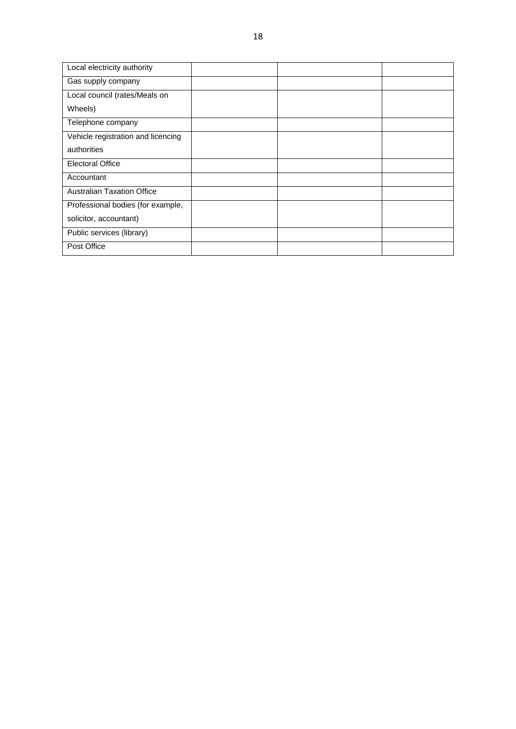| | | | |
|---|---|---|---|
| Local electricity authority | | | |
| Gas supply company | | | |
| Local council (rates/Meals on Wheels) | | | |
| Telephone company | | | |
| Vehicle registration and licencing authorities | | | |
| Electoral Office | | | |
| Accountant | | | |
| Australian Taxation Office | | | |
| Professional bodies (for example, solicitor, accountant) | | | |
| Public services (library) | | | |
| Post Office | | | |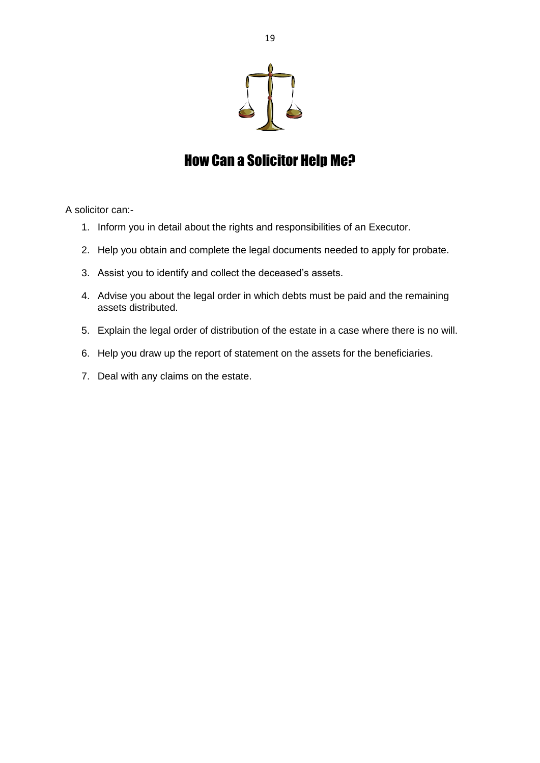## How Can a Solicitor Help Me?

A solicitor can:-

1. Inform you in detail about the rights and responsibilities of an Executor.
2. Help you obtain and complete the legal documents needed to apply for probate.
3. Assist you to identify and collect the deceased's assets.
4. Advise you about the legal order in which debts must be paid and the remaining assets distributed.
5. Explain the legal order of distribution of the estate in a case where there is no will.
6. Help you draw up the report of statement on the assets for the beneficiaries.
7. Deal with any claims on the estate.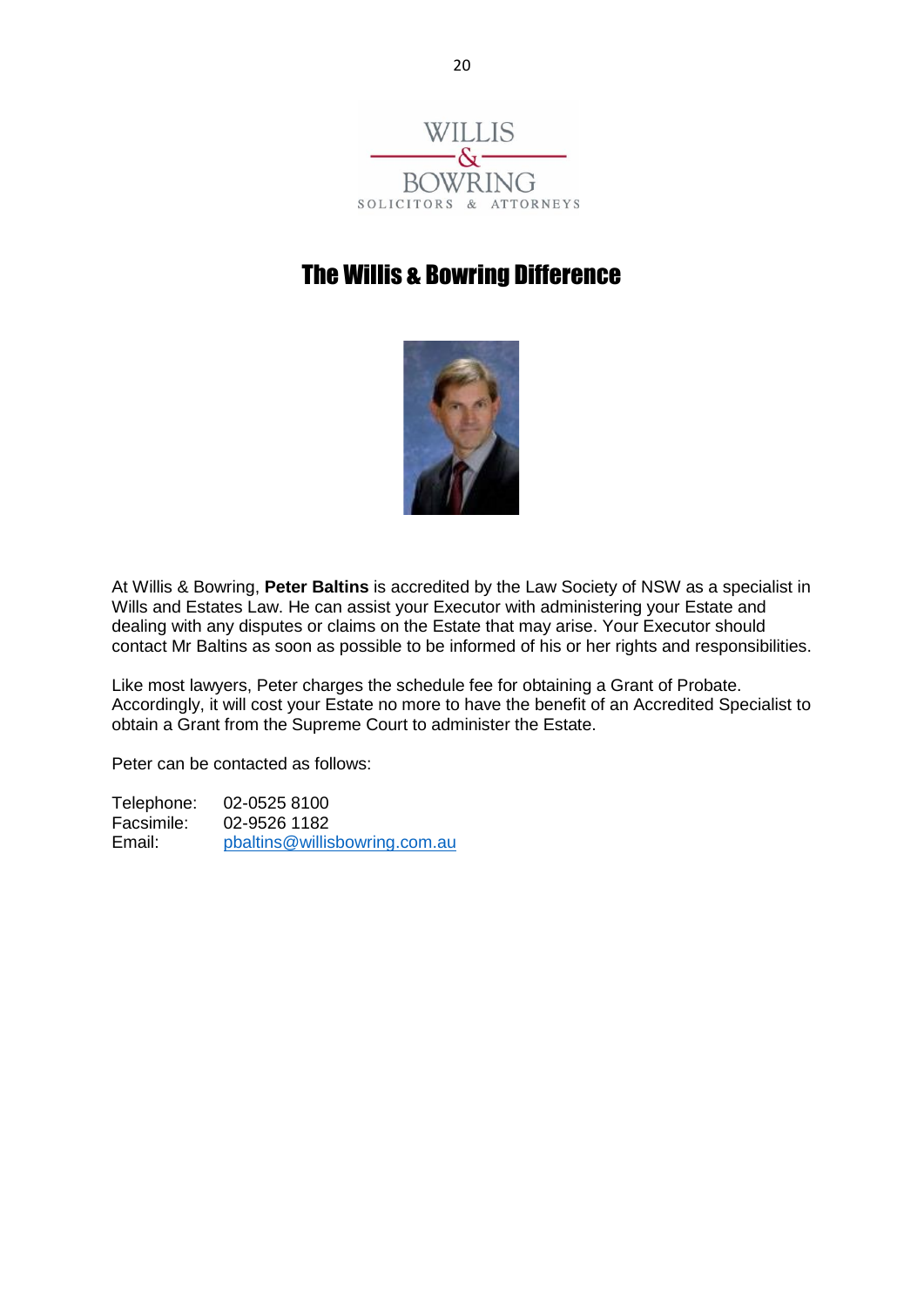WILLIS & BOWRING

SOLICITORS & ATTORNEYS

# The Willis & Bowring Difference

At Willis & Bowring, **Peter Baltins** is accredited by the Law Society of NSW as a specialist in Wills and Estates Law. He can assist your Executor with administering your Estate and dealing with any disputes or claims on the Estate that may arise. Your Executor should contact Mr Baltins as soon as possible to be informed of his or her rights and responsibilities.

Like most lawyers, Peter charges the schedule fee for obtaining a Grant of Probate. Accordingly, it will cost your Estate no more to have the benefit of an Accredited Specialist to obtain a Grant from the Supreme Court to administer the Estate.

Peter can be contacted as follows:

Telephone: 02-0525 8100
Facsimile: 02-9526 1182
Email: pbaltins@willisbowring.com.au